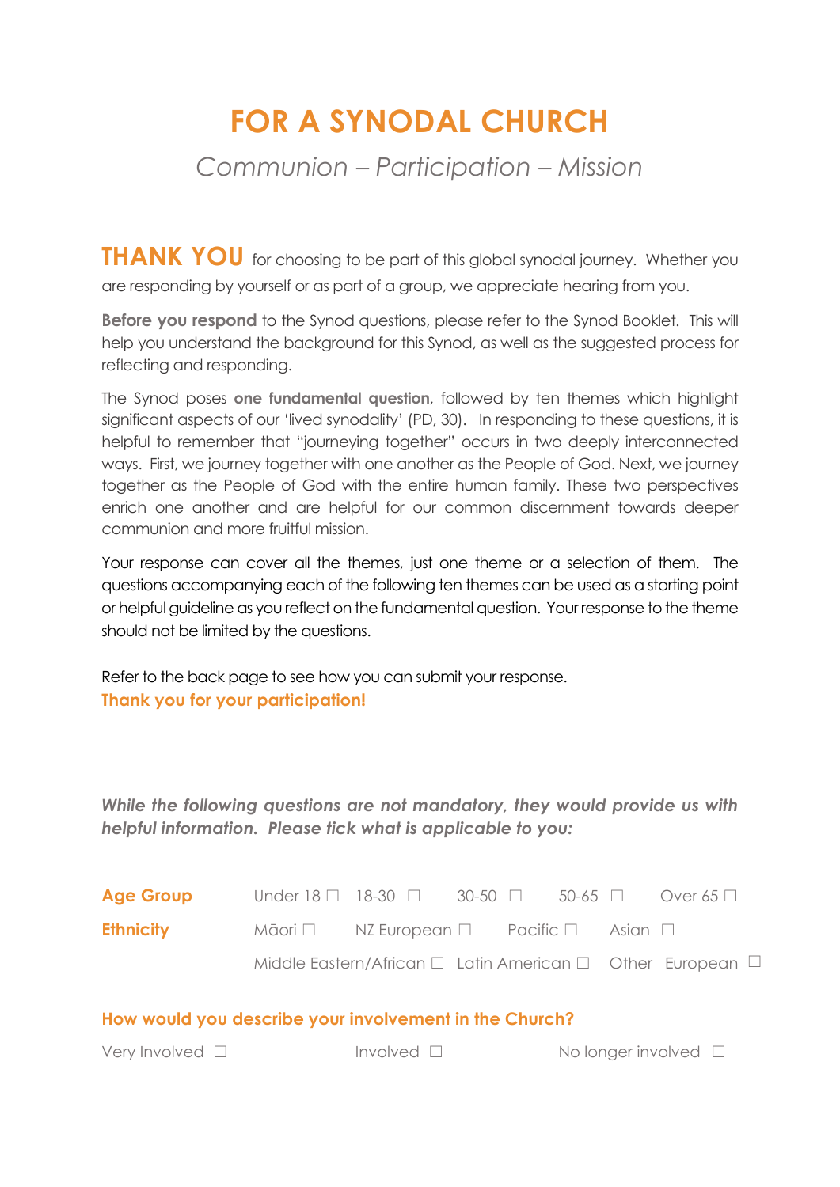# FOR A SYNODAL CHURCH

*Communion – Participation – Mission*

**THANK YOU** for choosing to be part of this global synodal journey. Whether you are responding by yourself or as part of a group, we appreciate hearing from you.

**Before you respond** to the Synod questions, please refer to the Synod Booklet. This will help you understand the background for this Synod, as well as the suggested process for reflecting and responding.

The Synod poses **one fundamental question**, followed by ten themes which highlight significant aspects of our 'lived synodality' (PD, 30). In responding to these questions, it is helpful to remember that "journeying together" occurs in two deeply interconnected ways. First, we journey together with one another as the People of God. Next, we journey together as the People of God with the entire human family. These two perspectives enrich one another and are helpful for our common discernment towards deeper communion and more fruitful mission.

Your response can cover all the themes, just one theme or a selection of them. The questions accompanying each of the following ten themes can be used as a starting point or helpful guideline as you reflect on the fundamental question. Your response to the theme should not be limited by the questions.

Refer to the back page to see how you can submit your response.
**Thank you for your participation!**

---

***While the following questions are not mandatory, they would provide us with helpful information. Please tick what is applicable to you:***

**Age Group** Under 18 ☐ 18-30 ☐ 30-50 ☐ 50-65 ☐ Over 65 ☐

**Ethnicity** Māori ☐ NZ European ☐ Pacific ☐ Asian ☐
Middle Eastern/African ☐ Latin American ☐ Other European ☐

**How would you describe your involvement in the Church?**

Very Involved ☐ Involved ☐ No longer involved ☐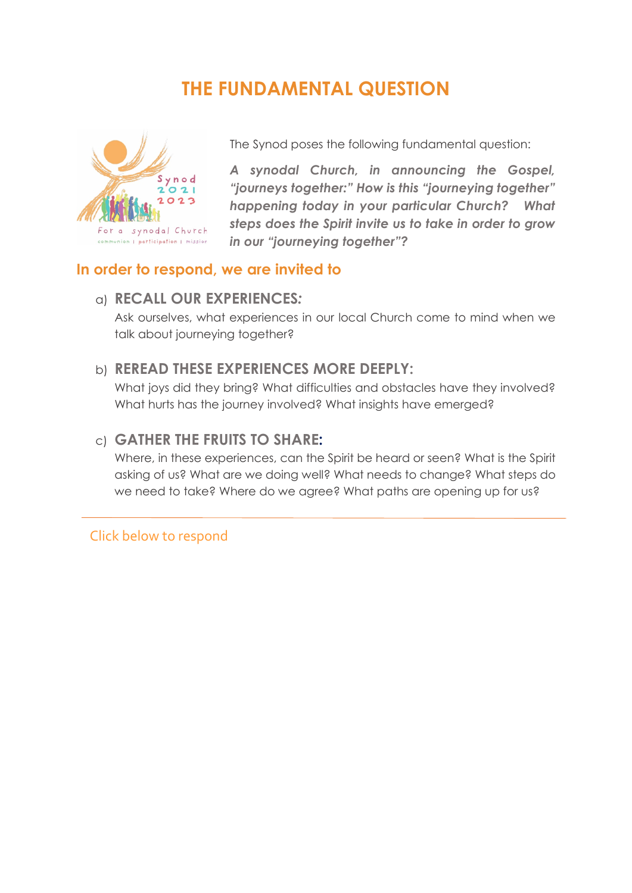# THE FUNDAMENTAL QUESTION

The Synod poses the following fundamental question:

***A synodal Church, in announcing the Gospel, "journeys together:" How is this "journeying together" happening today in your particular Church? What steps does the Spirit invite us to take in order to grow in our "journeying together"?***

## In order to respond, we are invited to

a) **RECALL OUR EXPERIENCES:**
Ask ourselves, what experiences in our local Church come to mind when we talk about journeying together?

b) **REREAD THESE EXPERIENCES MORE DEEPLY:**
What joys did they bring? What difficulties and obstacles have they involved? What hurts has the journey involved? What insights have emerged?

c) **GATHER THE FRUITS TO SHARE:**
Where, in these experiences, can the Spirit be heard or seen? What is the Spirit asking of us? What are we doing well? What needs to change? What steps do we need to take? Where do we agree? What paths are opening up for us?

---

Click below to respond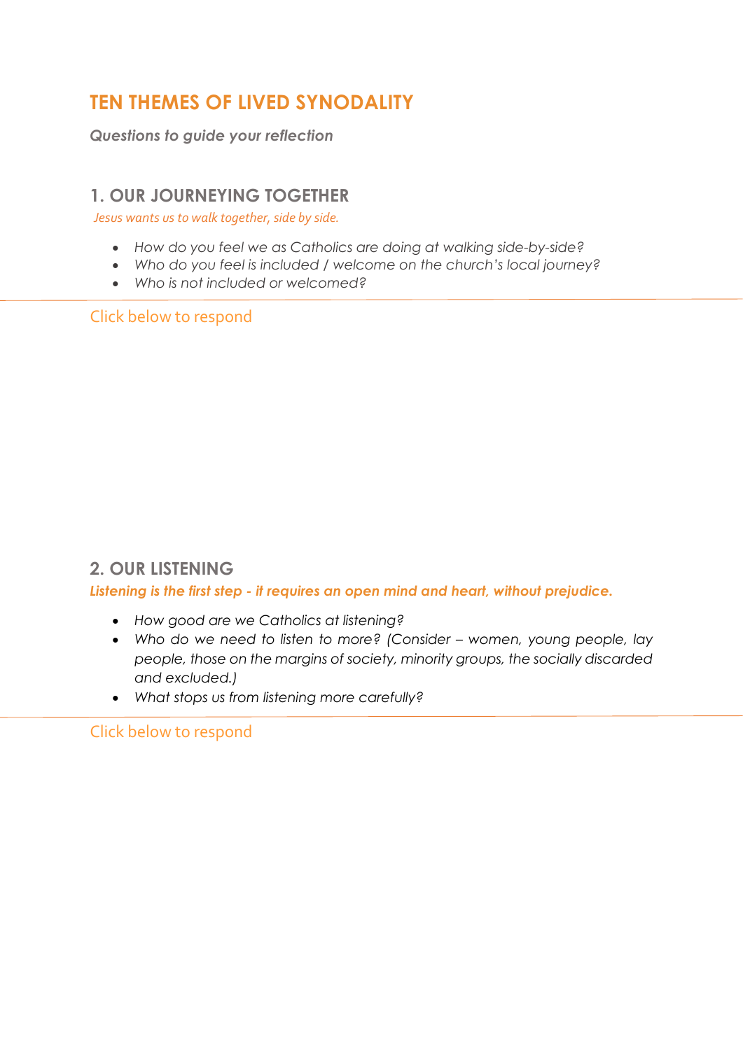# TEN THEMES OF LIVED SYNODALITY

***Questions to guide your reflection***

## 1. OUR JOURNEYING TOGETHER

*Jesus wants us to walk together, side by side.*

- *How do you feel we as Catholics are doing at walking side-by-side?*
- *Who do you feel is included / welcome on the church's local journey?*
- *Who is not included or welcomed?*

Click below to respond

## 2. OUR LISTENING

***Listening is the first step - it requires an open mind and heart, without prejudice.***

- *How good are we Catholics at listening?*
- *Who do we need to listen to more? (Consider – women, young people, lay people, those on the margins of society, minority groups, the socially discarded and excluded.)*
- *What stops us from listening more carefully?*

Click below to respond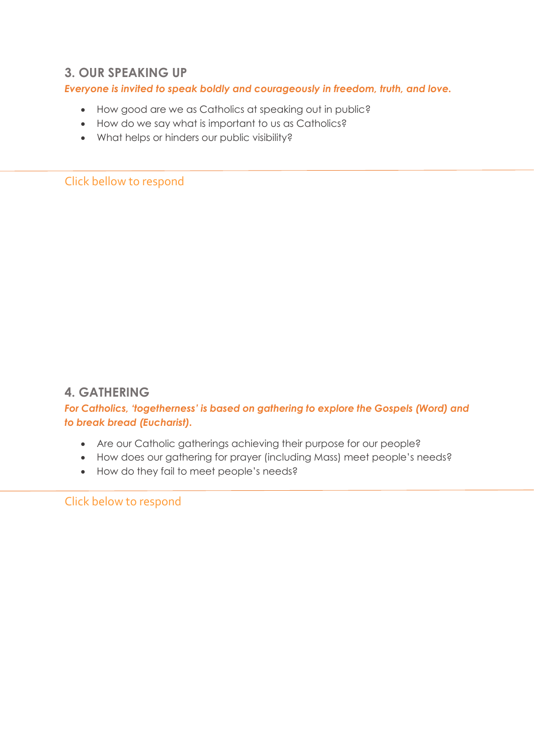## 3. OUR SPEAKING UP

***Everyone is invited to speak boldly and courageously in freedom, truth, and love.***

- How good are we as Catholics at speaking out in public?
- How do we say what is important to us as Catholics?
- What helps or hinders our public visibility?

---

Click bellow to respond

## 4. GATHERING

***For Catholics, 'togetherness' is based on gathering to explore the Gospels (Word) and to break bread (Eucharist).***

- Are our Catholic gatherings achieving their purpose for our people?
- How does our gathering for prayer (including Mass) meet people's needs?
- How do they fail to meet people's needs?

---

Click below to respond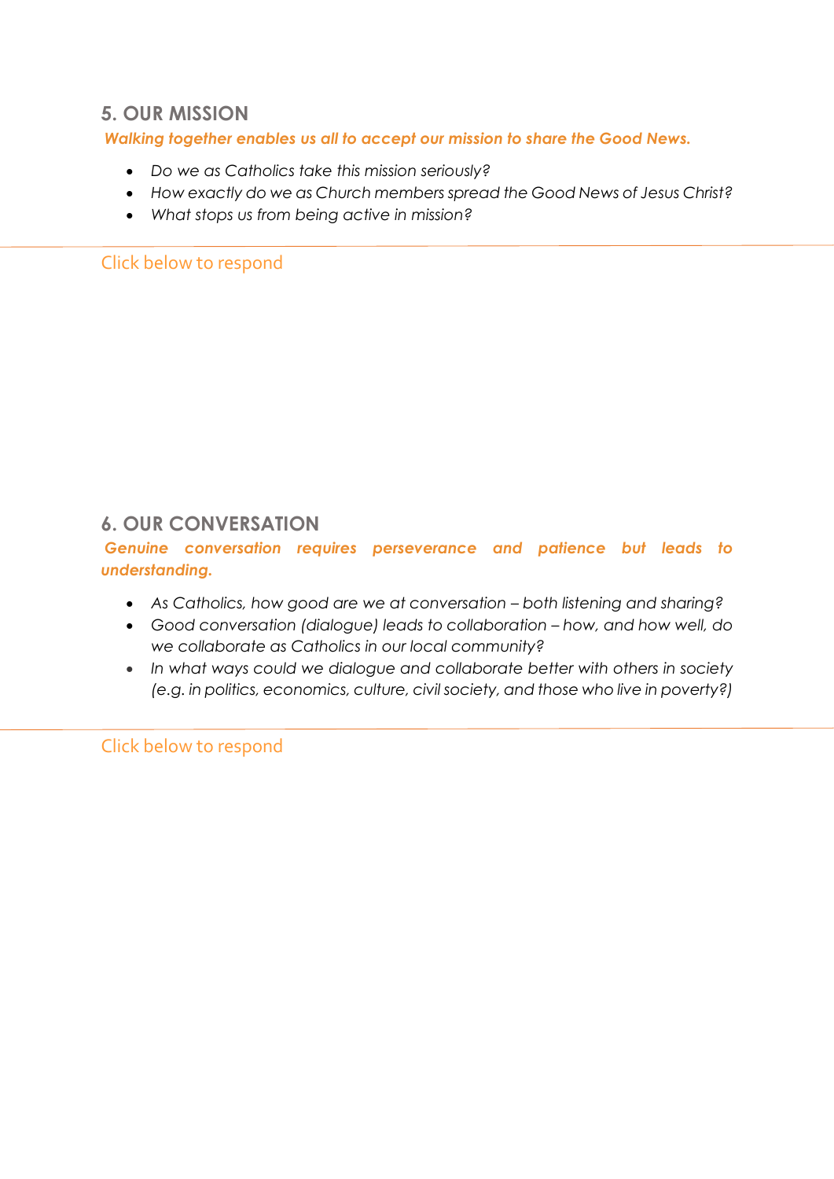## 5. OUR MISSION

***Walking together enables us all to accept our mission to share the Good News.***

- *Do we as Catholics take this mission seriously?*
- *How exactly do we as Church members spread the Good News of Jesus Christ?*
- *What stops us from being active in mission?*

Click below to respond

## 6. OUR CONVERSATION

***Genuine conversation requires perseverance and patience but leads to understanding.***

- *As Catholics, how good are we at conversation – both listening and sharing?*
- *Good conversation (dialogue) leads to collaboration – how, and how well, do we collaborate as Catholics in our local community?*
- *In what ways could we dialogue and collaborate better with others in society (e.g. in politics, economics, culture, civil society, and those who live in poverty?)*

Click below to respond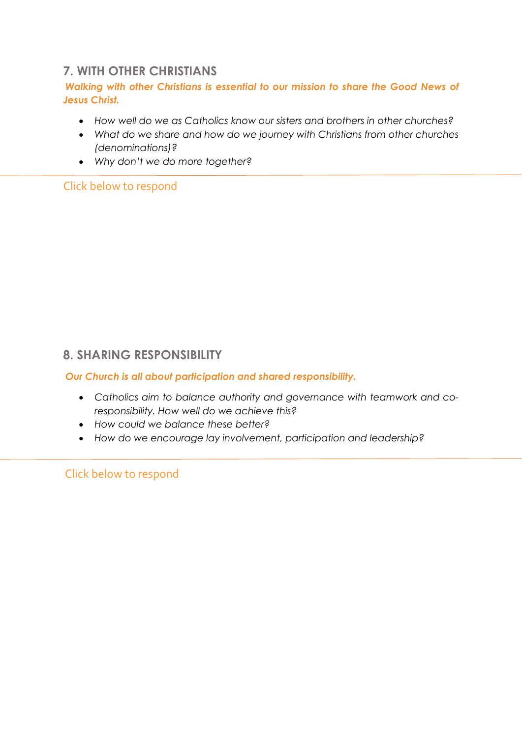## 7. WITH OTHER CHRISTIANS

***Walking with other Christians is essential to our mission to share the Good News of Jesus Christ.***

- *How well do we as Catholics know our sisters and brothers in other churches?*
- *What do we share and how do we journey with Christians from other churches (denominations)?*
- *Why don't we do more together?*

Click below to respond

## 8. SHARING RESPONSIBILITY

***Our Church is all about participation and shared responsibility.***

- *Catholics aim to balance authority and governance with teamwork and co-responsibility. How well do we achieve this?*
- *How could we balance these better?*
- *How do we encourage lay involvement, participation and leadership?*

Click below to respond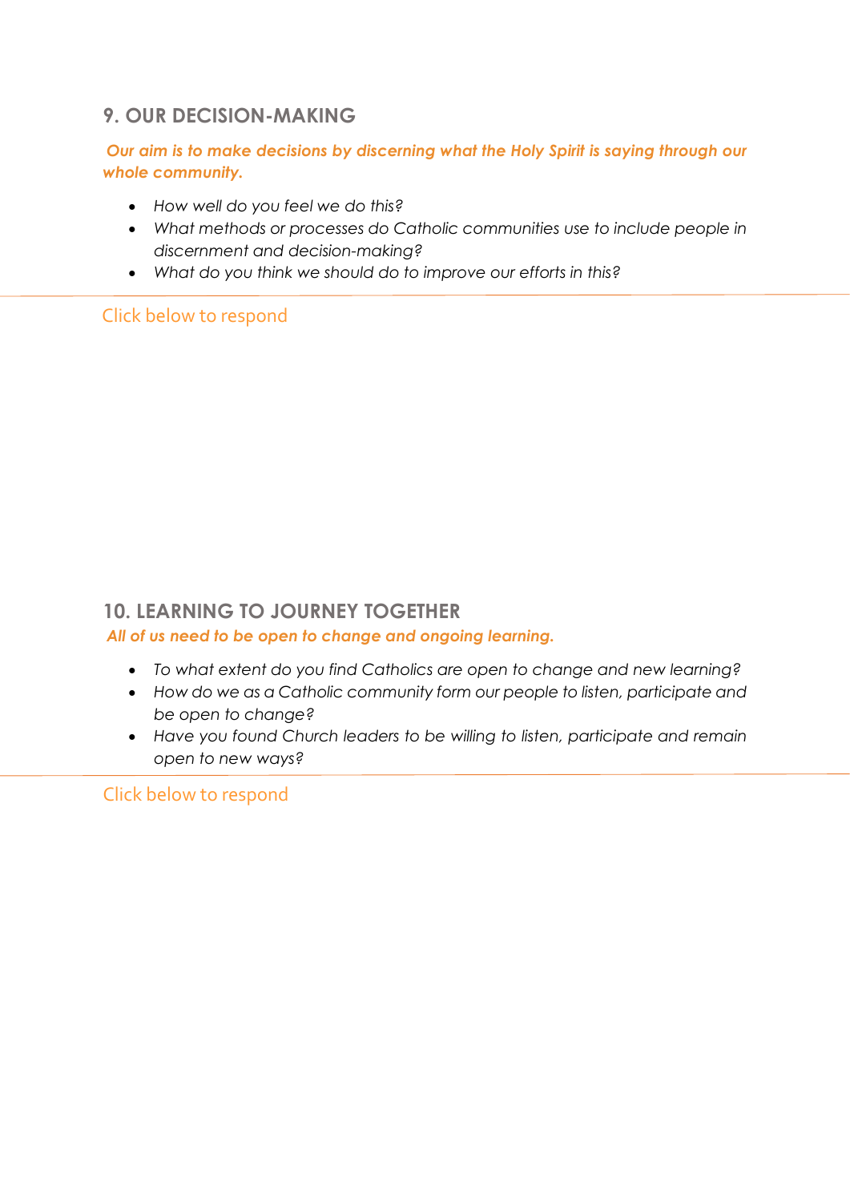## 9. OUR DECISION-MAKING

***Our aim is to make decisions by discerning what the Holy Spirit is saying through our whole community.***

- *How well do you feel we do this?*
- *What methods or processes do Catholic communities use to include people in discernment and decision-making?*
- *What do you think we should do to improve our efforts in this?*

---

Click below to respond

## 10. LEARNING TO JOURNEY TOGETHER

***All of us need to be open to change and ongoing learning.***

- *To what extent do you find Catholics are open to change and new learning?*
- *How do we as a Catholic community form our people to listen, participate and be open to change?*
- *Have you found Church leaders to be willing to listen, participate and remain open to new ways?*

---

Click below to respond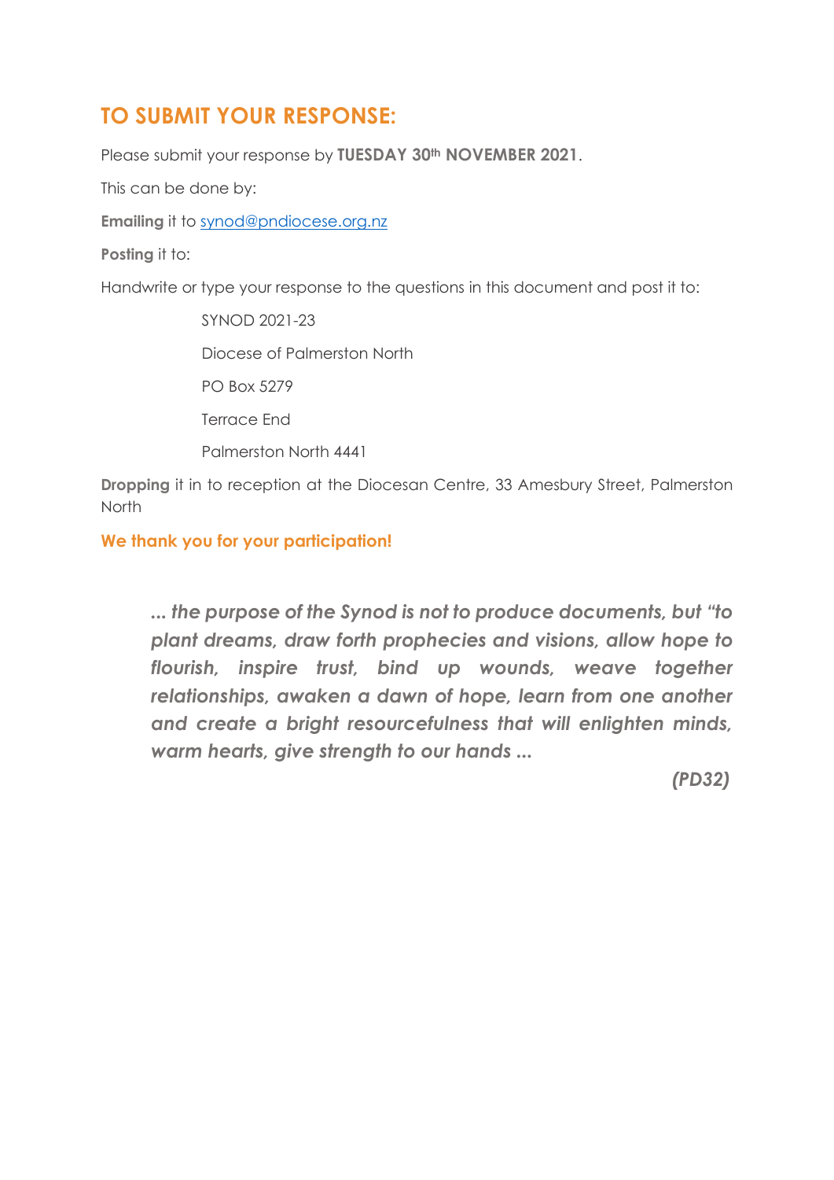## TO SUBMIT YOUR RESPONSE:

Please submit your response by **TUESDAY 30th NOVEMBER 2021**.

This can be done by:

**Emailing** it to synod@pndiocese.org.nz

**Posting** it to:

Handwrite or type your response to the questions in this document and post it to:

SYNOD 2021-23

Diocese of Palmerston North

PO Box 5279

Terrace End

Palmerston North 4441

**Dropping** it in to reception at the Diocesan Centre, 33 Amesbury Street, Palmerston North

**We thank you for your participation!**

> ***... the purpose of the Synod is not to produce documents, but "to plant dreams, draw forth prophecies and visions, allow hope to flourish, inspire trust, bind up wounds, weave together relationships, awaken a dawn of hope, learn from one another and create a bright resourcefulness that will enlighten minds, warm hearts, give strength to our hands ...***
>
> ***(PD32)***